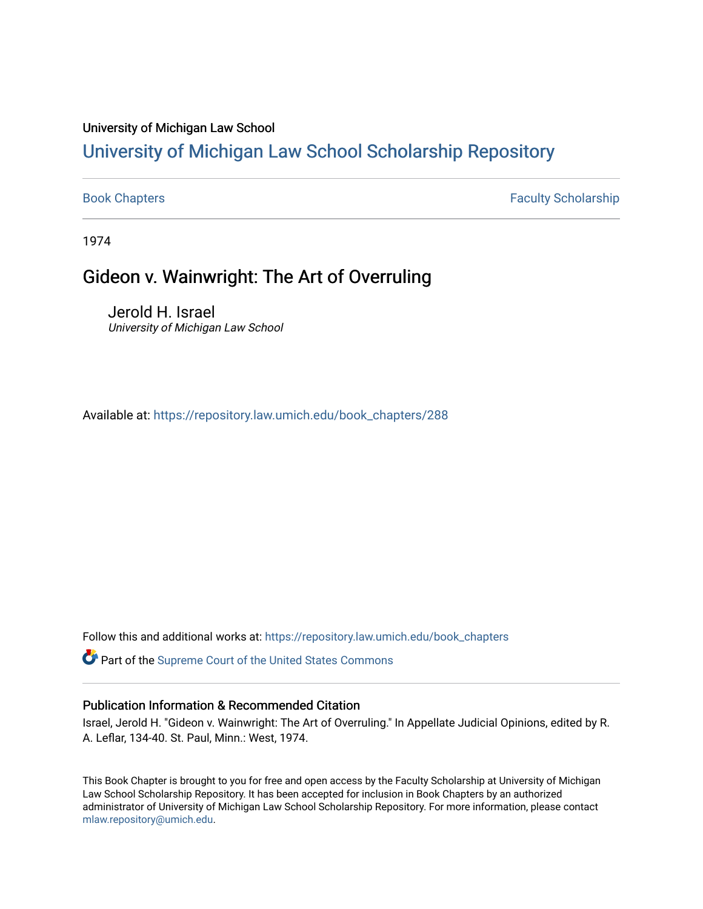University of Michigan Law School

# University of Michigan Law School Scholarship Repository

Book Chapters | Faculty Scholarship

1974

## Gideon v. Wainwright: The Art of Overruling

Jerold H. Israel
*University of Michigan Law School*

Available at: https://repository.law.umich.edu/book_chapters/288

Follow this and additional works at: https://repository.law.umich.edu/book_chapters

Part of the Supreme Court of the United States Commons

### Publication Information & Recommended Citation

Israel, Jerold H. "Gideon v. Wainwright: The Art of Overruling." In Appellate Judicial Opinions, edited by R. A. Leflar, 134-40. St. Paul, Minn.: West, 1974.

This Book Chapter is brought to you for free and open access by the Faculty Scholarship at University of Michigan Law School Scholarship Repository. It has been accepted for inclusion in Book Chapters by an authorized administrator of University of Michigan Law School Scholarship Repository. For more information, please contact mlaw.repository@umich.edu.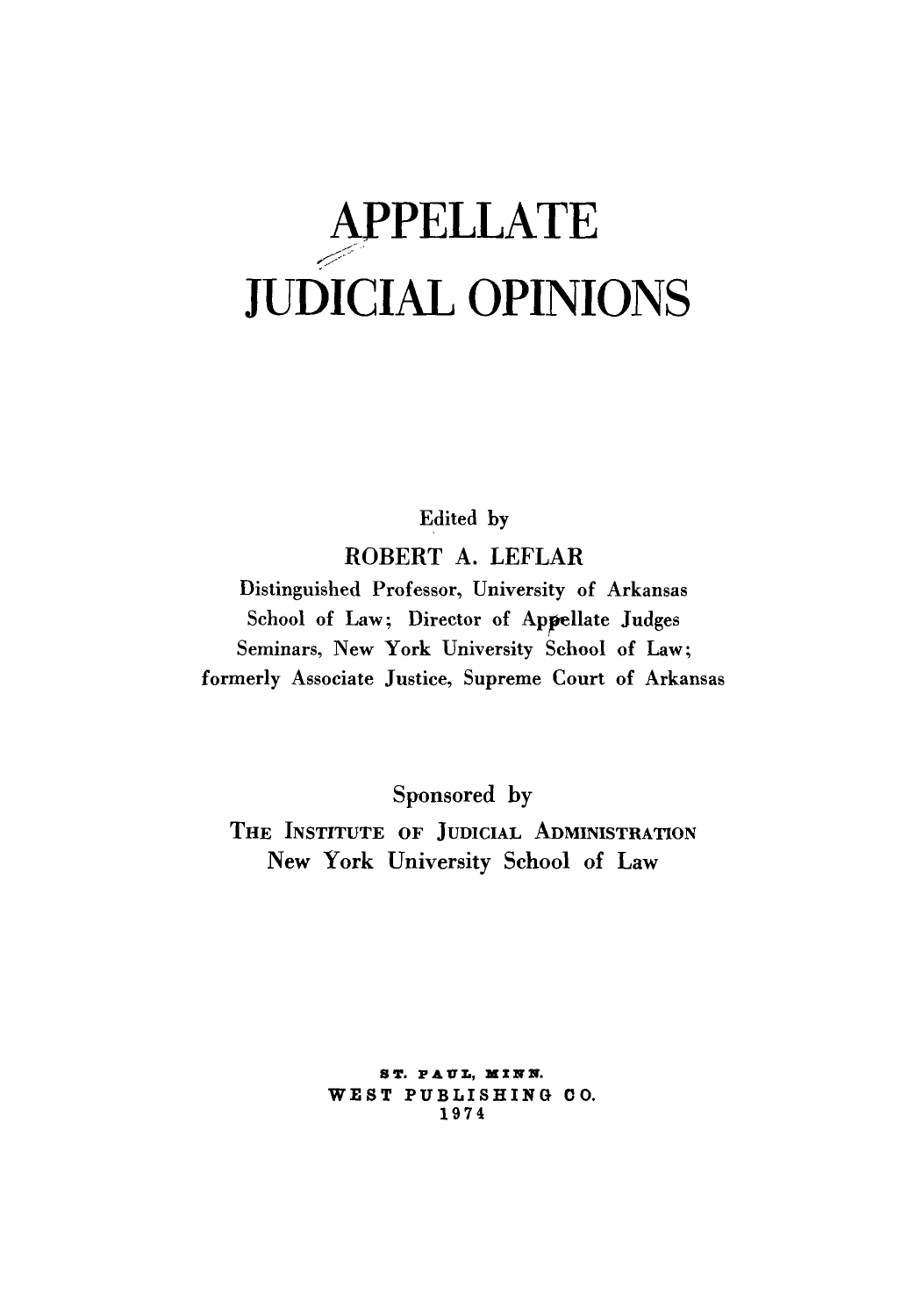# APPELLATE JUDICIAL OPINIONS

Edited by

**ROBERT A. LEFLAR**

Distinguished Professor, University of Arkansas School of Law; Director of Appellate Judges Seminars, New York University School of Law; formerly Associate Justice, Supreme Court of Arkansas

Sponsored by

THE INSTITUTE OF JUDICIAL ADMINISTRATION
New York University School of Law

ST. PAUL, MINN.
WEST PUBLISHING CO.
1974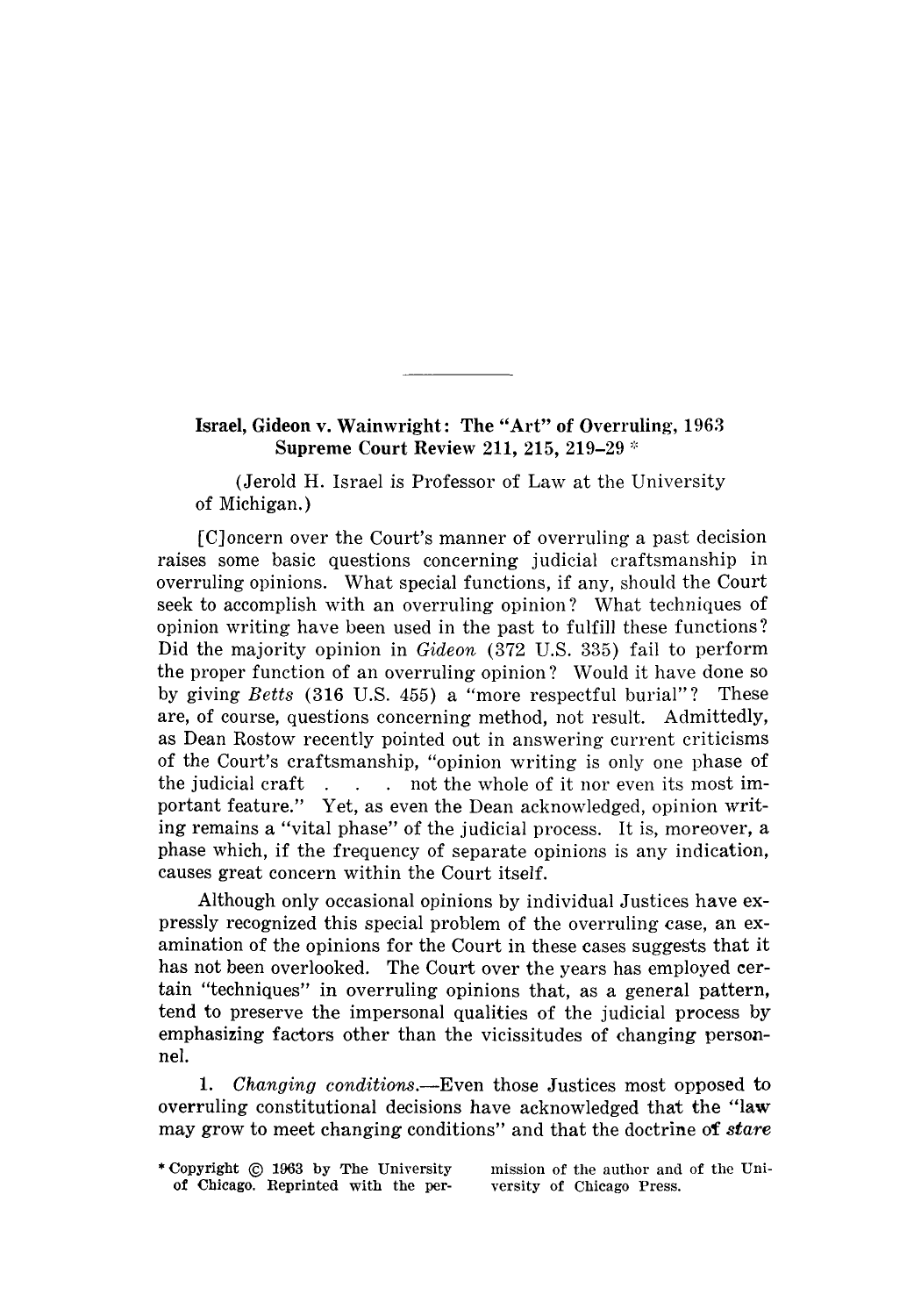**Israel, Gideon v. Wainwright: The "Art" of Overruling, 1963 Supreme Court Review 211, 215, 219–29** *

(Jerold H. Israel is Professor of Law at the University of Michigan.)

[C]oncern over the Court's manner of overruling a past decision raises some basic questions concerning judicial craftsmanship in overruling opinions. What special functions, if any, should the Court seek to accomplish with an overruling opinion? What techniques of opinion writing have been used in the past to fulfill these functions? Did the majority opinion in *Gideon* (372 U.S. 335) fail to perform the proper function of an overruling opinion? Would it have done so by giving *Betts* (316 U.S. 455) a "more respectful burial"? These are, of course, questions concerning method, not result. Admittedly, as Dean Rostow recently pointed out in answering current criticisms of the Court's craftsmanship, "opinion writing is only one phase of the judicial craft . . . not the whole of it nor even its most important feature." Yet, as even the Dean acknowledged, opinion writing remains a "vital phase" of the judicial process. It is, moreover, a phase which, if the frequency of separate opinions is any indication, causes great concern within the Court itself.

Although only occasional opinions by individual Justices have expressly recognized this special problem of the overruling case, an examination of the opinions for the Court in these cases suggests that it has not been overlooked. The Court over the years has employed certain "techniques" in overruling opinions that, as a general pattern, tend to preserve the impersonal qualities of the judicial process by emphasizing factors other than the vicissitudes of changing personnel.

1. *Changing conditions.*—Even those Justices most opposed to overruling constitutional decisions have acknowledged that the "law may grow to meet changing conditions" and that the doctrine of *stare*

* Copyright © 1963 by The University of Chicago. Reprinted with the permission of the author and of the University of Chicago Press.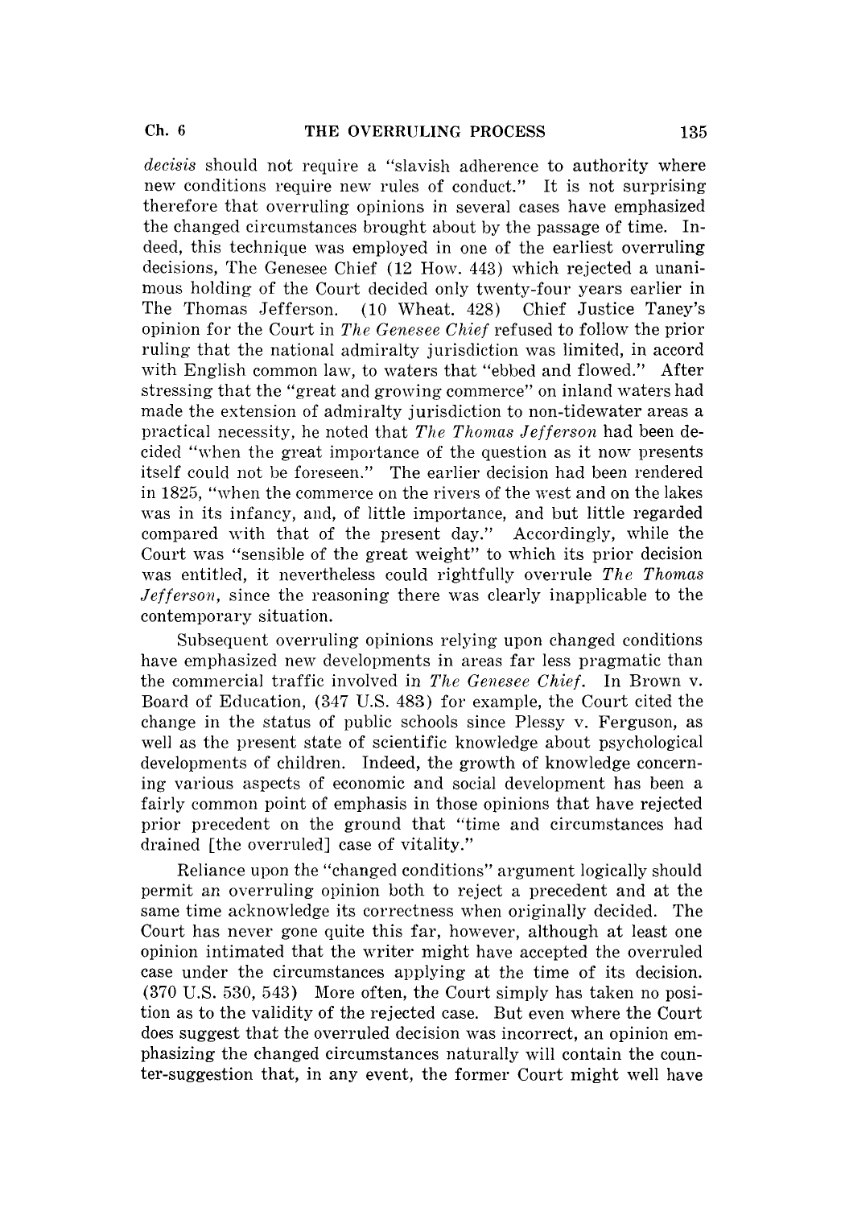*decisis* should not require a "slavish adherence to authority where new conditions require new rules of conduct." It is not surprising therefore that overruling opinions in several cases have emphasized the changed circumstances brought about by the passage of time. Indeed, this technique was employed in one of the earliest overruling decisions, The Genesee Chief (12 How. 443) which rejected a unanimous holding of the Court decided only twenty-four years earlier in The Thomas Jefferson. (10 Wheat. 428) Chief Justice Taney's opinion for the Court in *The Genesee Chief* refused to follow the prior ruling that the national admiralty jurisdiction was limited, in accord with English common law, to waters that "ebbed and flowed." After stressing that the "great and growing commerce" on inland waters had made the extension of admiralty jurisdiction to non-tidewater areas a practical necessity, he noted that *The Thomas Jefferson* had been decided "when the great importance of the question as it now presents itself could not be foreseen." The earlier decision had been rendered in 1825, "when the commerce on the rivers of the west and on the lakes was in its infancy, and, of little importance, and but little regarded compared with that of the present day." Accordingly, while the Court was "sensible of the great weight" to which its prior decision was entitled, it nevertheless could rightfully overrule *The Thomas Jefferson*, since the reasoning there was clearly inapplicable to the contemporary situation.

Subsequent overruling opinions relying upon changed conditions have emphasized new developments in areas far less pragmatic than the commercial traffic involved in *The Genesee Chief*. In Brown v. Board of Education, (347 U.S. 483) for example, the Court cited the change in the status of public schools since Plessy v. Ferguson, as well as the present state of scientific knowledge about psychological developments of children. Indeed, the growth of knowledge concerning various aspects of economic and social development has been a fairly common point of emphasis in those opinions that have rejected prior precedent on the ground that "time and circumstances had drained [the overruled] case of vitality."

Reliance upon the "changed conditions" argument logically should permit an overruling opinion both to reject a precedent and at the same time acknowledge its correctness when originally decided. The Court has never gone quite this far, however, although at least one opinion intimated that the writer might have accepted the overruled case under the circumstances applying at the time of its decision. (370 U.S. 530, 543) More often, the Court simply has taken no position as to the validity of the rejected case. But even where the Court does suggest that the overruled decision was incorrect, an opinion emphasizing the changed circumstances naturally will contain the counter-suggestion that, in any event, the former Court might well have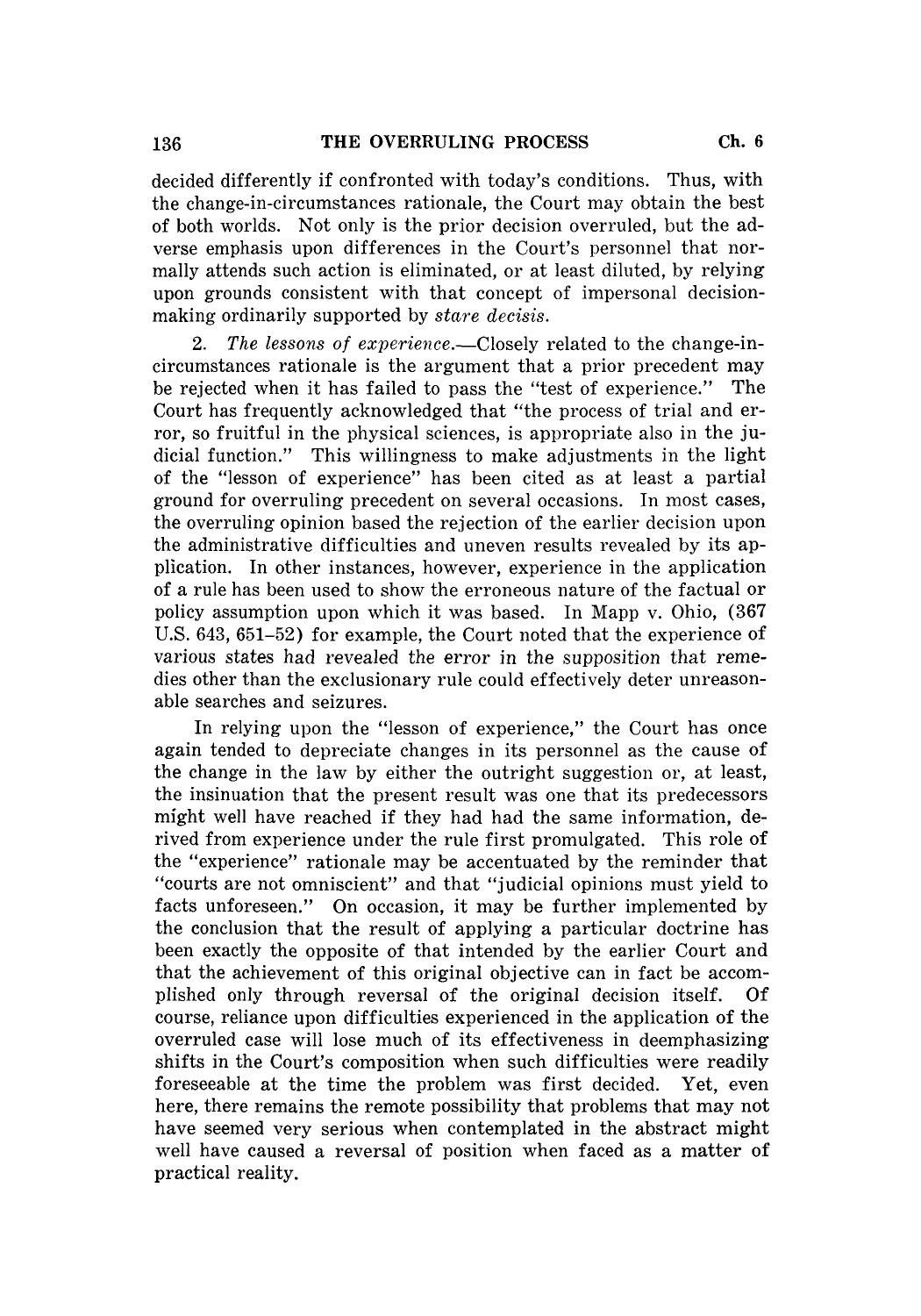decided differently if confronted with today's conditions. Thus, with the change-in-circumstances rationale, the Court may obtain the best of both worlds. Not only is the prior decision overruled, but the adverse emphasis upon differences in the Court's personnel that normally attends such action is eliminated, or at least diluted, by relying upon grounds consistent with that concept of impersonal decision-making ordinarily supported by *stare decisis*.

2. *The lessons of experience.*—Closely related to the change-in-circumstances rationale is the argument that a prior precedent may be rejected when it has failed to pass the "test of experience." The Court has frequently acknowledged that "the process of trial and error, so fruitful in the physical sciences, is appropriate also in the judicial function." This willingness to make adjustments in the light of the "lesson of experience" has been cited as at least a partial ground for overruling precedent on several occasions. In most cases, the overruling opinion based the rejection of the earlier decision upon the administrative difficulties and uneven results revealed by its application. In other instances, however, experience in the application of a rule has been used to show the erroneous nature of the factual or policy assumption upon which it was based. In Mapp v. Ohio, (367 U.S. 643, 651–52) for example, the Court noted that the experience of various states had revealed the error in the supposition that remedies other than the exclusionary rule could effectively deter unreasonable searches and seizures.

In relying upon the "lesson of experience," the Court has once again tended to depreciate changes in its personnel as the cause of the change in the law by either the outright suggestion or, at least, the insinuation that the present result was one that its predecessors might well have reached if they had had the same information, derived from experience under the rule first promulgated. This role of the "experience" rationale may be accentuated by the reminder that "courts are not omniscient" and that "judicial opinions must yield to facts unforeseen." On occasion, it may be further implemented by the conclusion that the result of applying a particular doctrine has been exactly the opposite of that intended by the earlier Court and that the achievement of this original objective can in fact be accomplished only through reversal of the original decision itself. Of course, reliance upon difficulties experienced in the application of the overruled case will lose much of its effectiveness in deemphasizing shifts in the Court's composition when such difficulties were readily foreseeable at the time the problem was first decided. Yet, even here, there remains the remote possibility that problems that may not have seemed very serious when contemplated in the abstract might well have caused a reversal of position when faced as a matter of practical reality.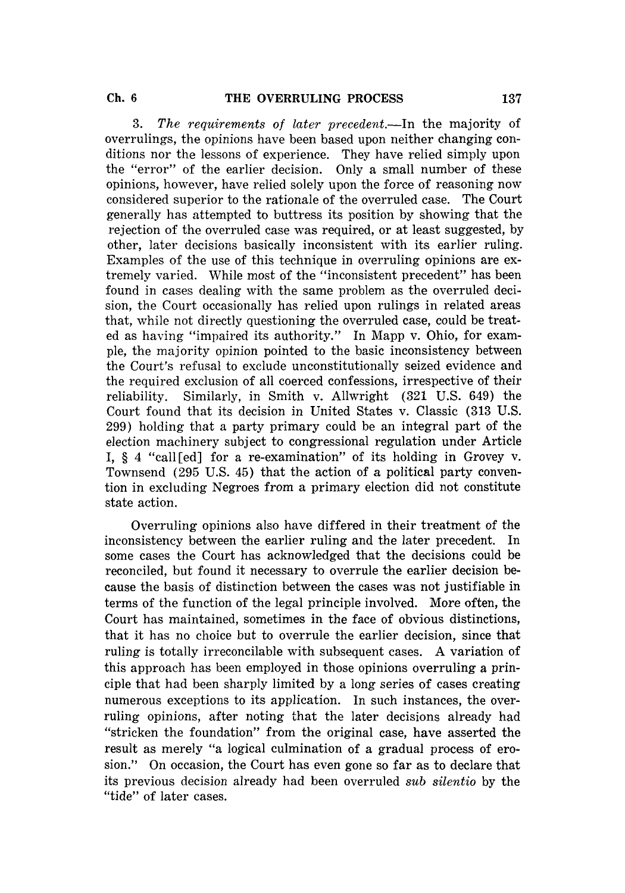3. *The requirements of later precedent.*—In the majority of overrulings, the opinions have been based upon neither changing conditions nor the lessons of experience. They have relied simply upon the "error" of the earlier decision. Only a small number of these opinions, however, have relied solely upon the force of reasoning now considered superior to the rationale of the overruled case. The Court generally has attempted to buttress its position by showing that the rejection of the overruled case was required, or at least suggested, by other, later decisions basically inconsistent with its earlier ruling. Examples of the use of this technique in overruling opinions are extremely varied. While most of the "inconsistent precedent" has been found in cases dealing with the same problem as the overruled decision, the Court occasionally has relied upon rulings in related areas that, while not directly questioning the overruled case, could be treated as having "impaired its authority." In Mapp v. Ohio, for example, the majority opinion pointed to the basic inconsistency between the Court's refusal to exclude unconstitutionally seized evidence and the required exclusion of all coerced confessions, irrespective of their reliability. Similarly, in Smith v. Allwright (321 U.S. 649) the Court found that its decision in United States v. Classic (313 U.S. 299) holding that a party primary could be an integral part of the election machinery subject to congressional regulation under Article I, § 4 "call[ed] for a re-examination" of its holding in Grovey v. Townsend (295 U.S. 45) that the action of a political party convention in excluding Negroes from a primary election did not constitute state action.

Overruling opinions also have differed in their treatment of the inconsistency between the earlier ruling and the later precedent. In some cases the Court has acknowledged that the decisions could be reconciled, but found it necessary to overrule the earlier decision because the basis of distinction between the cases was not justifiable in terms of the function of the legal principle involved. More often, the Court has maintained, sometimes in the face of obvious distinctions, that it has no choice but to overrule the earlier decision, since that ruling is totally irreconcilable with subsequent cases. A variation of this approach has been employed in those opinions overruling a principle that had been sharply limited by a long series of cases creating numerous exceptions to its application. In such instances, the overruling opinions, after noting that the later decisions already had "stricken the foundation" from the original case, have asserted the result as merely "a logical culmination of a gradual process of erosion." On occasion, the Court has even gone so far as to declare that its previous decision already had been overruled *sub silentio* by the "tide" of later cases.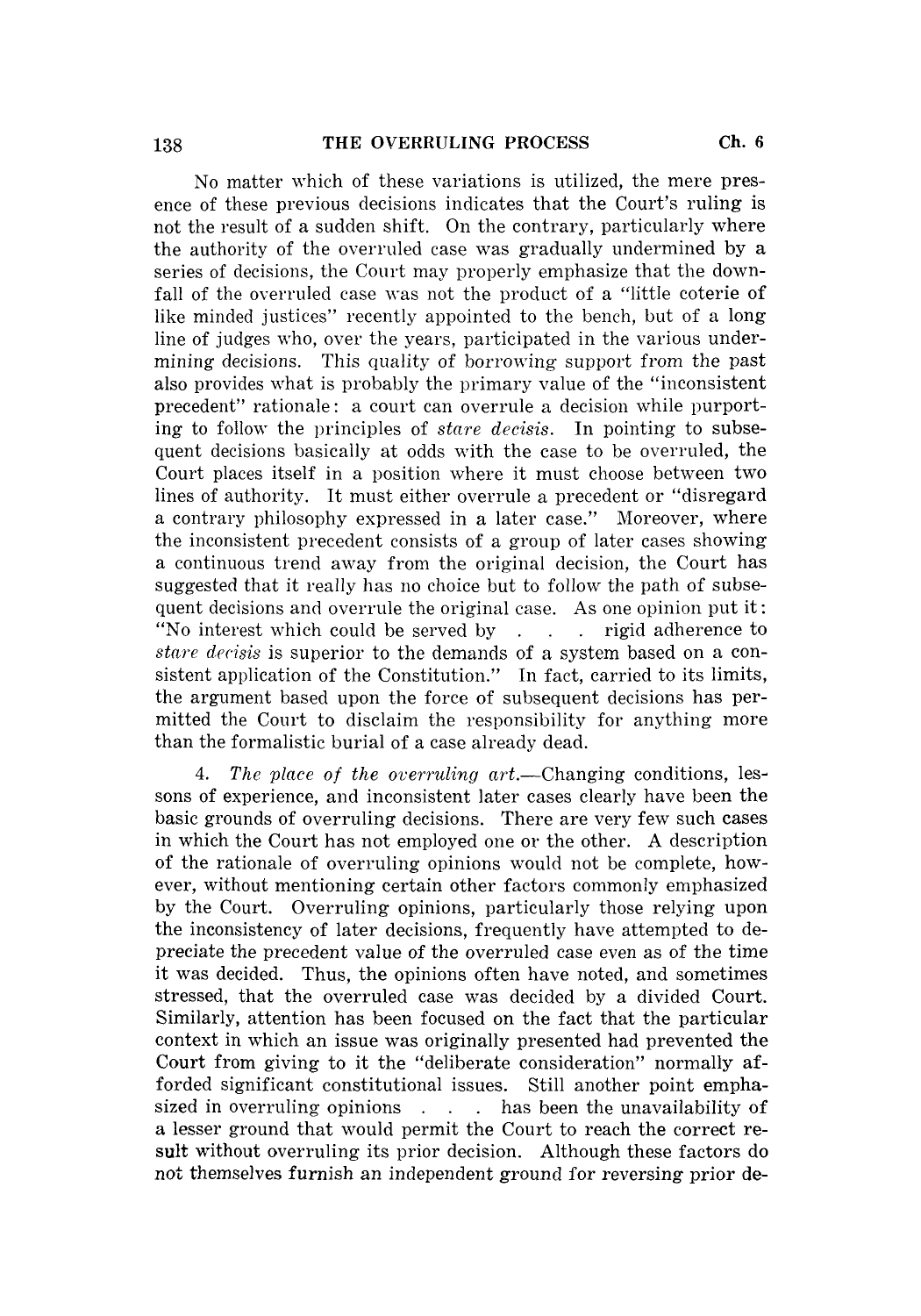No matter which of these variations is utilized, the mere presence of these previous decisions indicates that the Court's ruling is not the result of a sudden shift. On the contrary, particularly where the authority of the overruled case was gradually undermined by a series of decisions, the Court may properly emphasize that the downfall of the overruled case was not the product of a "little coterie of like minded justices" recently appointed to the bench, but of a long line of judges who, over the years, participated in the various undermining decisions. This quality of borrowing support from the past also provides what is probably the primary value of the "inconsistent precedent" rationale: a court can overrule a decision while purporting to follow the principles of *stare decisis*. In pointing to subsequent decisions basically at odds with the case to be overruled, the Court places itself in a position where it must choose between two lines of authority. It must either overrule a precedent or "disregard a contrary philosophy expressed in a later case." Moreover, where the inconsistent precedent consists of a group of later cases showing a continuous trend away from the original decision, the Court has suggested that it really has no choice but to follow the path of subsequent decisions and overrule the original case. As one opinion put it: "No interest which could be served by . . . rigid adherence to *stare decisis* is superior to the demands of a system based on a consistent application of the Constitution." In fact, carried to its limits, the argument based upon the force of subsequent decisions has permitted the Court to disclaim the responsibility for anything more than the formalistic burial of a case already dead.

4. *The place of the overruling art.*—Changing conditions, lessons of experience, and inconsistent later cases clearly have been the basic grounds of overruling decisions. There are very few such cases in which the Court has not employed one or the other. A description of the rationale of overruling opinions would not be complete, however, without mentioning certain other factors commonly emphasized by the Court. Overruling opinions, particularly those relying upon the inconsistency of later decisions, frequently have attempted to depreciate the precedent value of the overruled case even as of the time it was decided. Thus, the opinions often have noted, and sometimes stressed, that the overruled case was decided by a divided Court. Similarly, attention has been focused on the fact that the particular context in which an issue was originally presented had prevented the Court from giving to it the "deliberate consideration" normally afforded significant constitutional issues. Still another point emphasized in overruling opinions . . . has been the unavailability of a lesser ground that would permit the Court to reach the correct result without overruling its prior decision. Although these factors do not themselves furnish an independent ground for reversing prior de-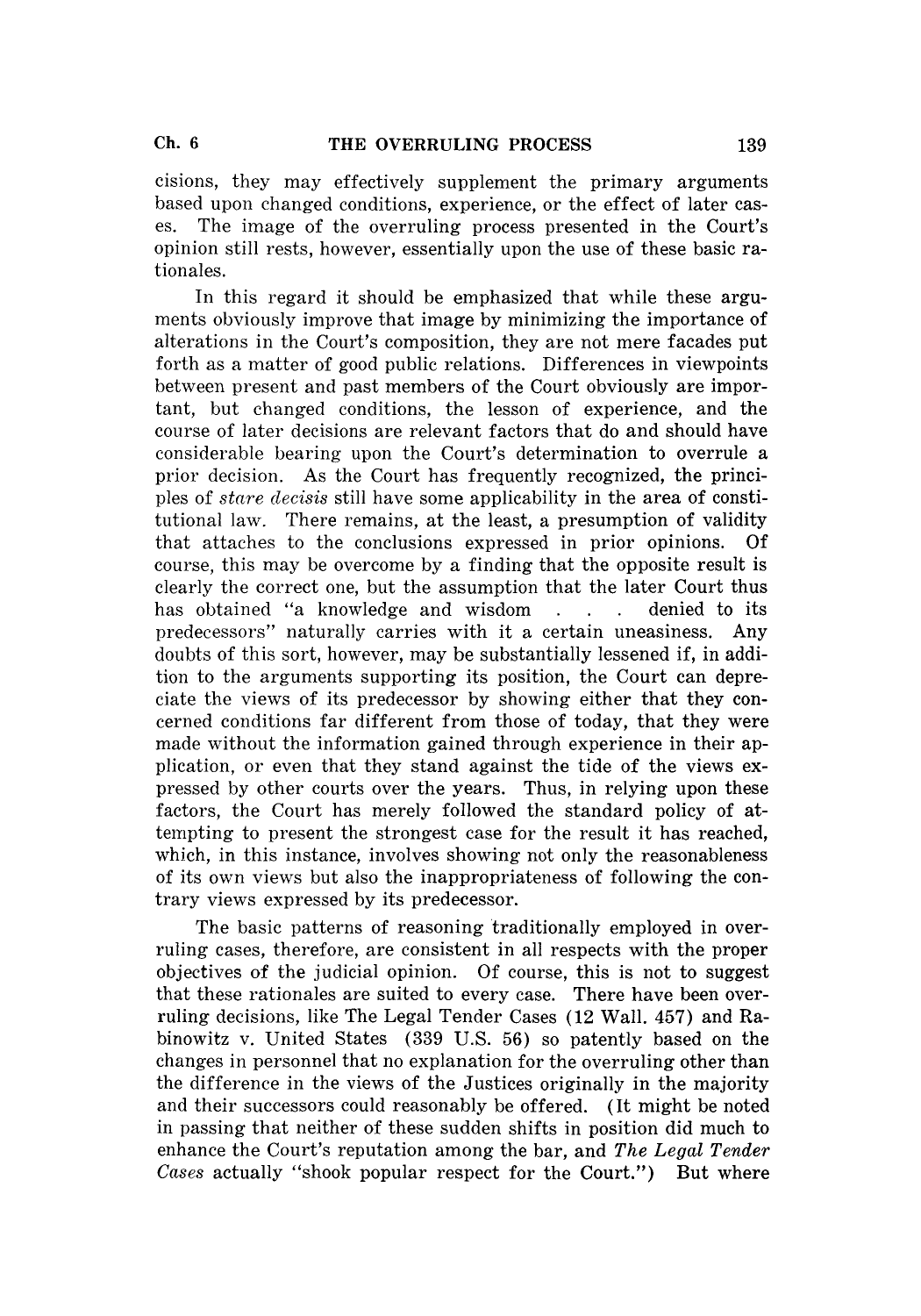cisions, they may effectively supplement the primary arguments based upon changed conditions, experience, or the effect of later cases. The image of the overruling process presented in the Court's opinion still rests, however, essentially upon the use of these basic rationales.

In this regard it should be emphasized that while these arguments obviously improve that image by minimizing the importance of alterations in the Court's composition, they are not mere facades put forth as a matter of good public relations. Differences in viewpoints between present and past members of the Court obviously are important, but changed conditions, the lesson of experience, and the course of later decisions are relevant factors that do and should have considerable bearing upon the Court's determination to overrule a prior decision. As the Court has frequently recognized, the principles of *stare decisis* still have some applicability in the area of constitutional law. There remains, at the least, a presumption of validity that attaches to the conclusions expressed in prior opinions. Of course, this may be overcome by a finding that the opposite result is clearly the correct one, but the assumption that the later Court thus has obtained "a knowledge and wisdom . . . denied to its predecessors" naturally carries with it a certain uneasiness. Any doubts of this sort, however, may be substantially lessened if, in addition to the arguments supporting its position, the Court can depreciate the views of its predecessor by showing either that they concerned conditions far different from those of today, that they were made without the information gained through experience in their application, or even that they stand against the tide of the views expressed by other courts over the years. Thus, in relying upon these factors, the Court has merely followed the standard policy of attempting to present the strongest case for the result it has reached, which, in this instance, involves showing not only the reasonableness of its own views but also the inappropriateness of following the contrary views expressed by its predecessor.

The basic patterns of reasoning traditionally employed in overruling cases, therefore, are consistent in all respects with the proper objectives of the judicial opinion. Of course, this is not to suggest that these rationales are suited to every case. There have been overruling decisions, like The Legal Tender Cases (12 Wall. 457) and Rabinowitz v. United States (339 U.S. 56) so patently based on the changes in personnel that no explanation for the overruling other than the difference in the views of the Justices originally in the majority and their successors could reasonably be offered. (It might be noted in passing that neither of these sudden shifts in position did much to enhance the Court's reputation among the bar, and *The Legal Tender Cases* actually "shook popular respect for the Court.") But where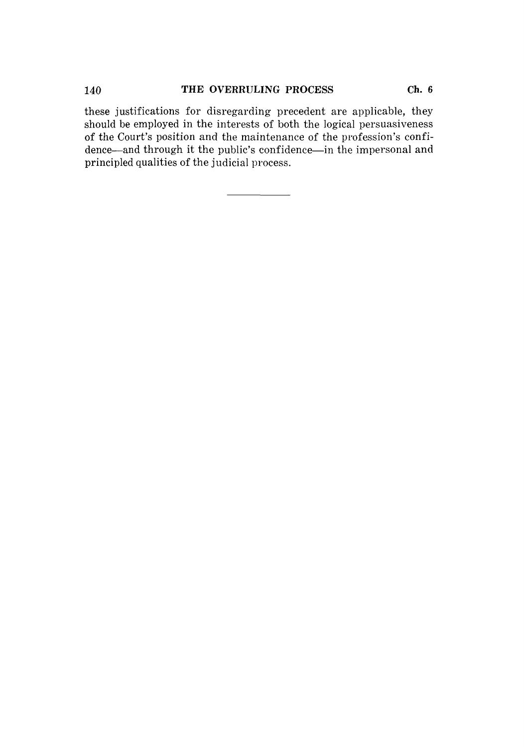these justifications for disregarding precedent are applicable, they should be employed in the interests of both the logical persuasiveness of the Court's position and the maintenance of the profession's confidence—and through it the public's confidence—in the impersonal and principled qualities of the judicial process.

---